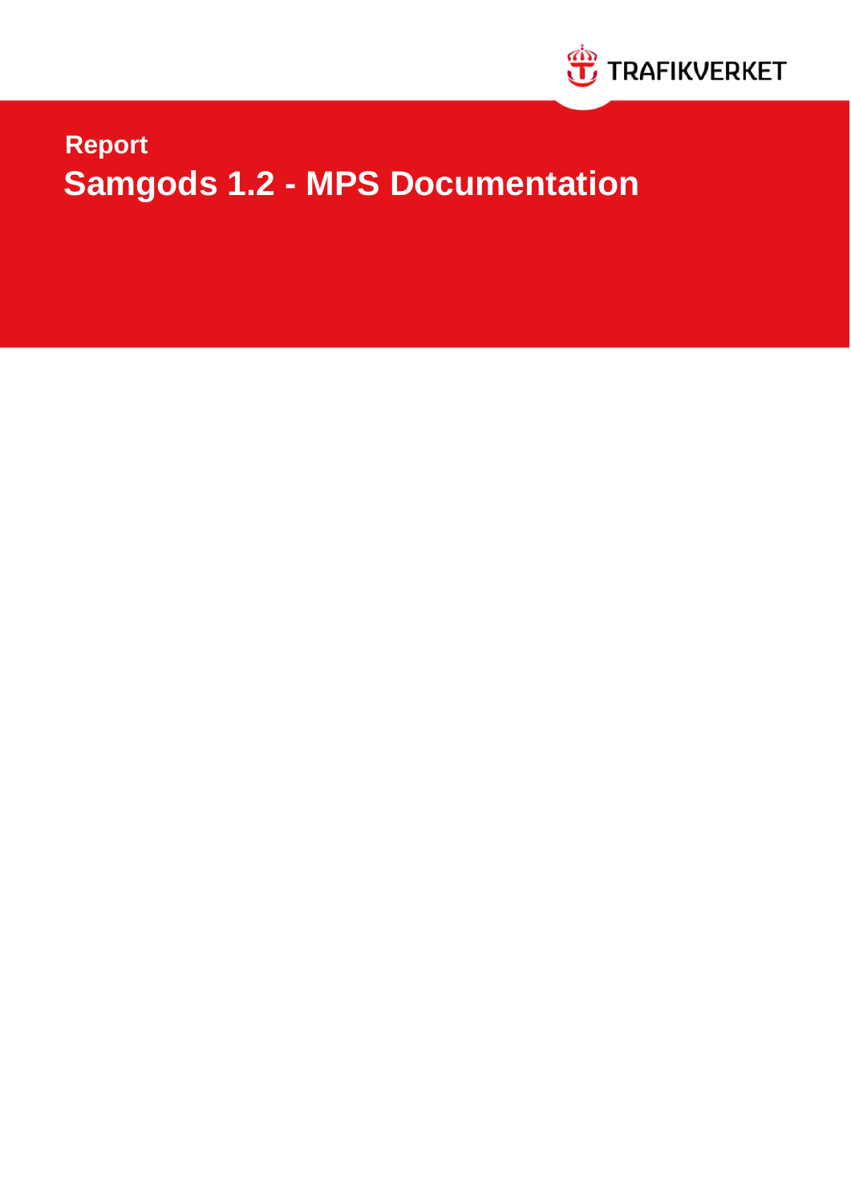TRAFIKVERKET

Report

# Samgods 1.2 - MPS Documentation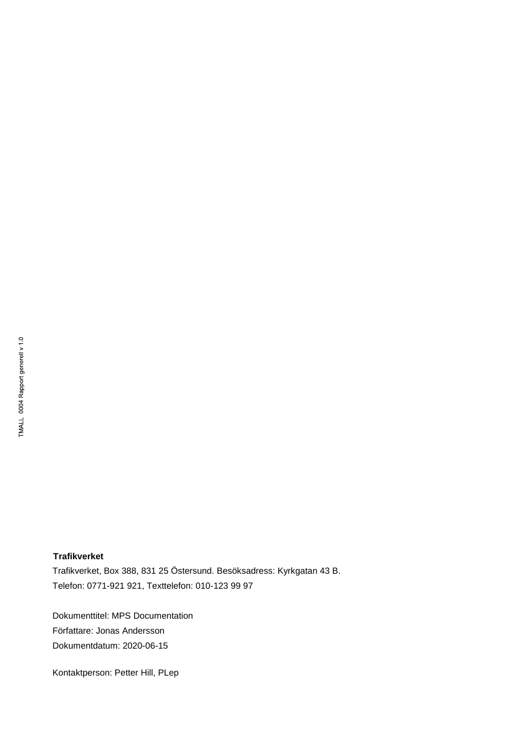**Trafikverket**

Trafikverket, Box 388, 831 25 Östersund. Besöksadress: Kyrkgatan 43 B.
Telefon: 0771-921 921, Texttelefon: 010-123 99 97

Dokumenttitel: MPS Documentation
Författare: Jonas Andersson
Dokumentdatum: 2020-06-15

Kontaktperson: Petter Hill, PLep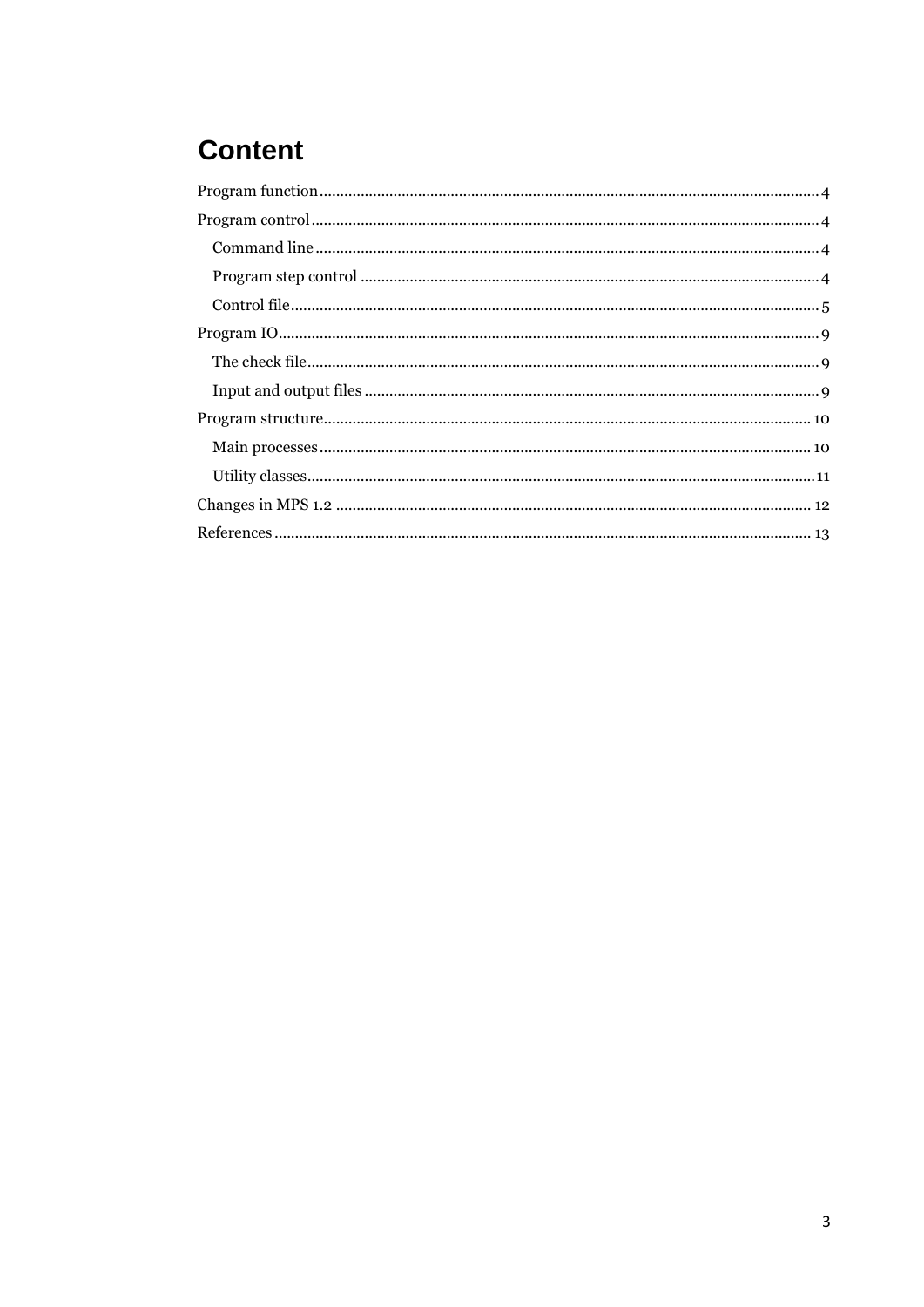# Content

Program function ........................................................................................................ 4

Program control ........................................................................................................... 4

- Command line .......................................................................................................... 4
- Program step control ............................................................................................... 4
- Control file ............................................................................................................... 5

Program IO .................................................................................................................. 9

- The check file ........................................................................................................... 9
- Input and output files ............................................................................................... 9

Program structure ....................................................................................................... 10

- Main processes ........................................................................................................ 10
- Utility classes ............................................................................................................ 11

Changes in MPS 1.2 .................................................................................................... 12

References .................................................................................................................. 13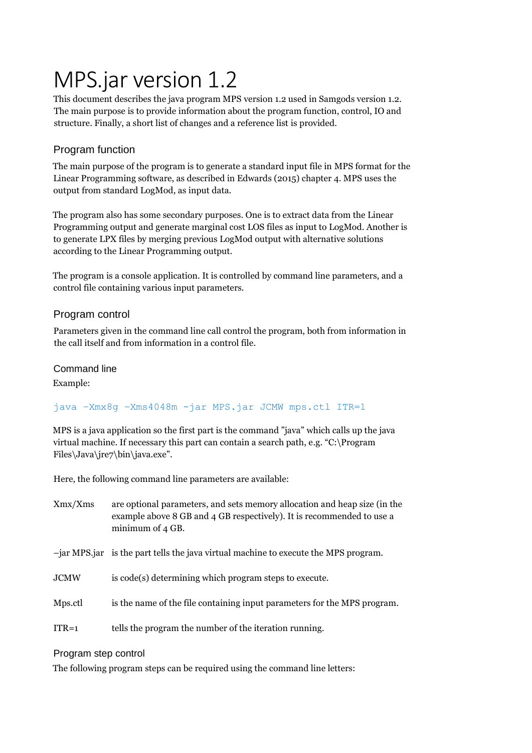# MPS.jar version 1.2

This document describes the java program MPS version 1.2 used in Samgods version 1.2. The main purpose is to provide information about the program function, control, IO and structure. Finally, a short list of changes and a reference list is provided.

## Program function

The main purpose of the program is to generate a standard input file in MPS format for the Linear Programming software, as described in Edwards (2015) chapter 4. MPS uses the output from standard LogMod, as input data.

The program also has some secondary purposes. One is to extract data from the Linear Programming output and generate marginal cost LOS files as input to LogMod. Another is to generate LPX files by merging previous LogMod output with alternative solutions according to the Linear Programming output.

The program is a console application. It is controlled by command line parameters, and a control file containing various input parameters.

## Program control

Parameters given in the command line call control the program, both from information in the call itself and from information in a control file.

### Command line

Example:

```
java -Xmx8g -Xms4048m -jar MPS.jar JCMW mps.ctl ITR=1
```

MPS is a java application so the first part is the command "java" which calls up the java virtual machine. If necessary this part can contain a search path, e.g. "C:\Program Files\Java\jre7\bin\java.exe".

Here, the following command line parameters are available:

| | |
|---|---|
| Xmx/Xms | are optional parameters, and sets memory allocation and heap size (in the example above 8 GB and 4 GB respectively). It is recommended to use a minimum of 4 GB. |
| –jar MPS.jar | is the part tells the java virtual machine to execute the MPS program. |
| JCMW | is code(s) determining which program steps to execute. |
| Mps.ctl | is the name of the file containing input parameters for the MPS program. |
| ITR=1 | tells the program the number of the iteration running. |

### Program step control

The following program steps can be required using the command line letters: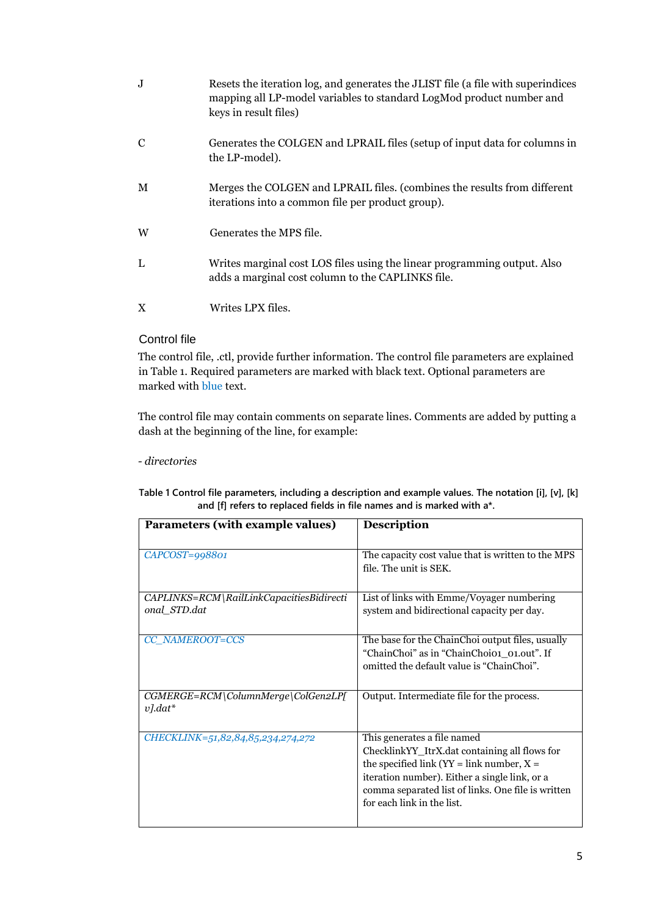| | |
|---|---|
| J | Resets the iteration log, and generates the JLIST file (a file with superindices mapping all LP-model variables to standard LogMod product number and keys in result files) |
| C | Generates the COLGEN and LPRAIL files (setup of input data for columns in the LP-model). |
| M | Merges the COLGEN and LPRAIL files. (combines the results from different iterations into a common file per product group). |
| W | Generates the MPS file. |
| L | Writes marginal cost LOS files using the linear programming output. Also adds a marginal cost column to the CAPLINKS file. |
| X | Writes LPX files. |

### Control file

The control file, .ctl, provide further information. The control file parameters are explained in Table 1. Required parameters are marked with black text. Optional parameters are marked with blue text.

The control file may contain comments on separate lines. Comments are added by putting a dash at the beginning of the line, for example:

*- directories*

**Table 1 Control file parameters, including a description and example values. The notation [i], [v], [k] and [f] refers to replaced fields in file names and is marked with a*.**

| Parameters (with example values) | Description |
|---|---|
| *CAPCOST=998801* | The capacity cost value that is written to the MPS file. The unit is SEK. |
| *CAPLINKS=RCM\RailLinkCapacitiesBidirectional_STD.dat* | List of links with Emme/Voyager numbering system and bidirectional capacity per day. |
| *CC_NAMEROOT=CCS* | The base for the ChainChoi output files, usually "ChainChoi" as in "ChainChoi01_01.out". If omitted the default value is "ChainChoi". |
| *CGMERGE=RCM\ColumnMerge\ColGen2LP[v].dat** | Output. Intermediate file for the process. |
| *CHECKLINK=51,82,84,85,234,274,272* | This generates a file named ChecklinkYY_ItrX.dat containing all flows for the specified link (YY = link number, X = iteration number). Either a single link, or a comma separated list of links. One file is written for each link in the list. |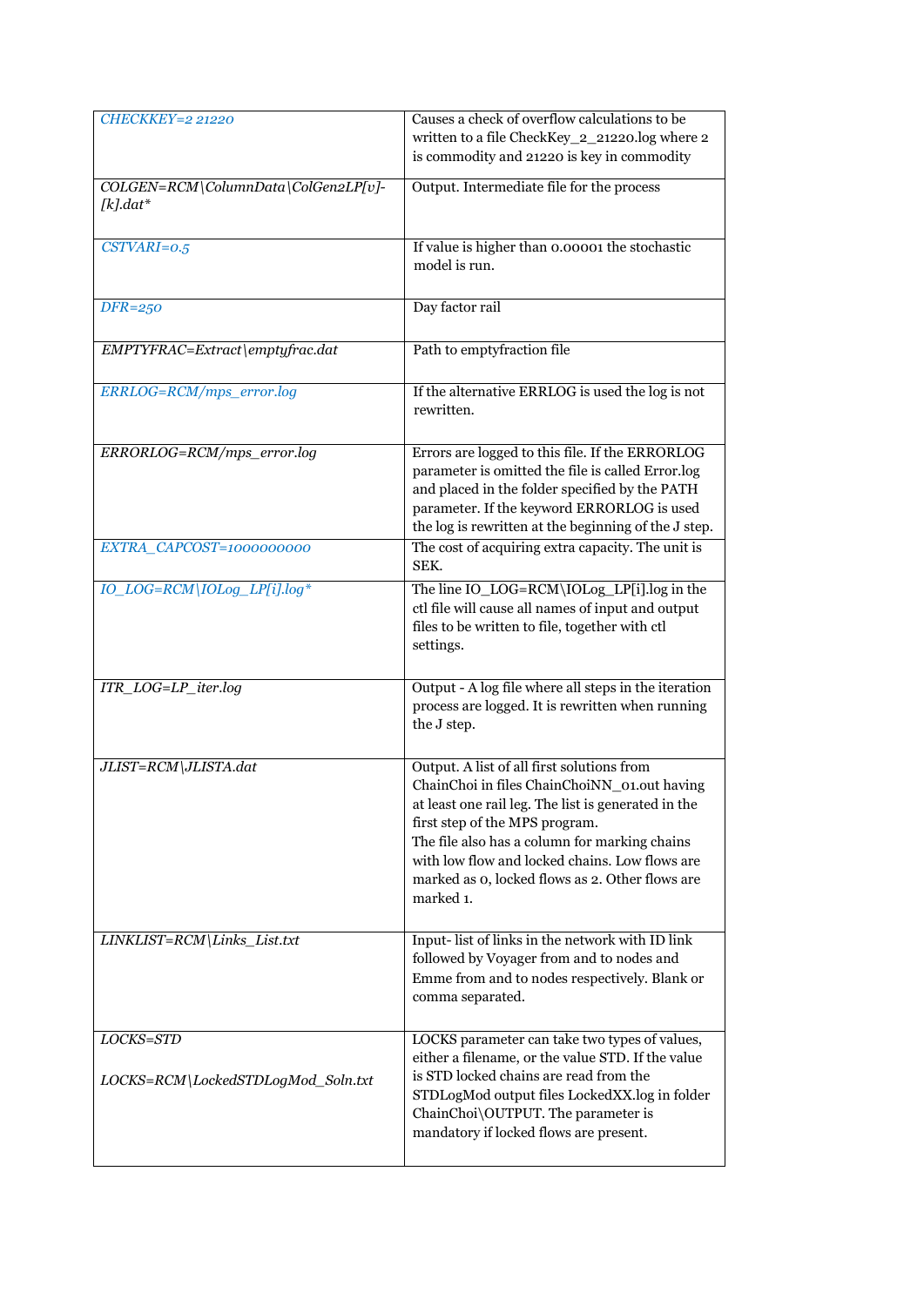| | |
|---|---|
| *CHECKKEY=2 21220* | Causes a check of overflow calculations to be written to a file CheckKey_2_21220.log where 2 is commodity and 21220 is key in commodity |
| *COLGEN=RCM\ColumnData\ColGen2LP[v]-[k].dat** | Output. Intermediate file for the process |
| *CSTVARI=0.5* | If value is higher than 0.00001 the stochastic model is run. |
| *DFR=250* | Day factor rail |
| *EMPTYFRAC=Extract\emptyfrac.dat* | Path to emptyfraction file |
| *ERRLOG=RCM/mps_error.log* | If the alternative ERRLOG is used the log is not rewritten. |
| *ERRORLOG=RCM/mps_error.log* | Errors are logged to this file. If the ERRORLOG parameter is omitted the file is called Error.log and placed in the folder specified by the PATH parameter. If the keyword ERRORLOG is used the log is rewritten at the beginning of the J step. |
| *EXTRA_CAPCOST=1000000000* | The cost of acquiring extra capacity. The unit is SEK. |
| *IO_LOG=RCM\IOLog_LP[i].log** | The line IO_LOG=RCM\IOLog_LP[i].log in the ctl file will cause all names of input and output files to be written to file, together with ctl settings. |
| *ITR_LOG=LP_iter.log* | Output - A log file where all steps in the iteration process are logged. It is rewritten when running the J step. |
| *JLIST=RCM\JLISTA.dat* | Output. A list of all first solutions from ChainChoi in files ChainChoiNN_01.out having at least one rail leg. The list is generated in the first step of the MPS program.<br>The file also has a column for marking chains with low flow and locked chains. Low flows are marked as 0, locked flows as 2. Other flows are marked 1. |
| *LINKLIST=RCM\Links_List.txt* | Input- list of links in the network with ID link followed by Voyager from and to nodes and Emme from and to nodes respectively. Blank or comma separated. |
| *LOCKS=STD*<br><br>*LOCKS=RCM\LockedSTDLogMod_Soln.txt* | LOCKS parameter can take two types of values, either a filename, or the value STD. If the value is STD locked chains are read from the STDLogMod output files LockedXX.log in folder ChainChoi\OUTPUT. The parameter is mandatory if locked flows are present. |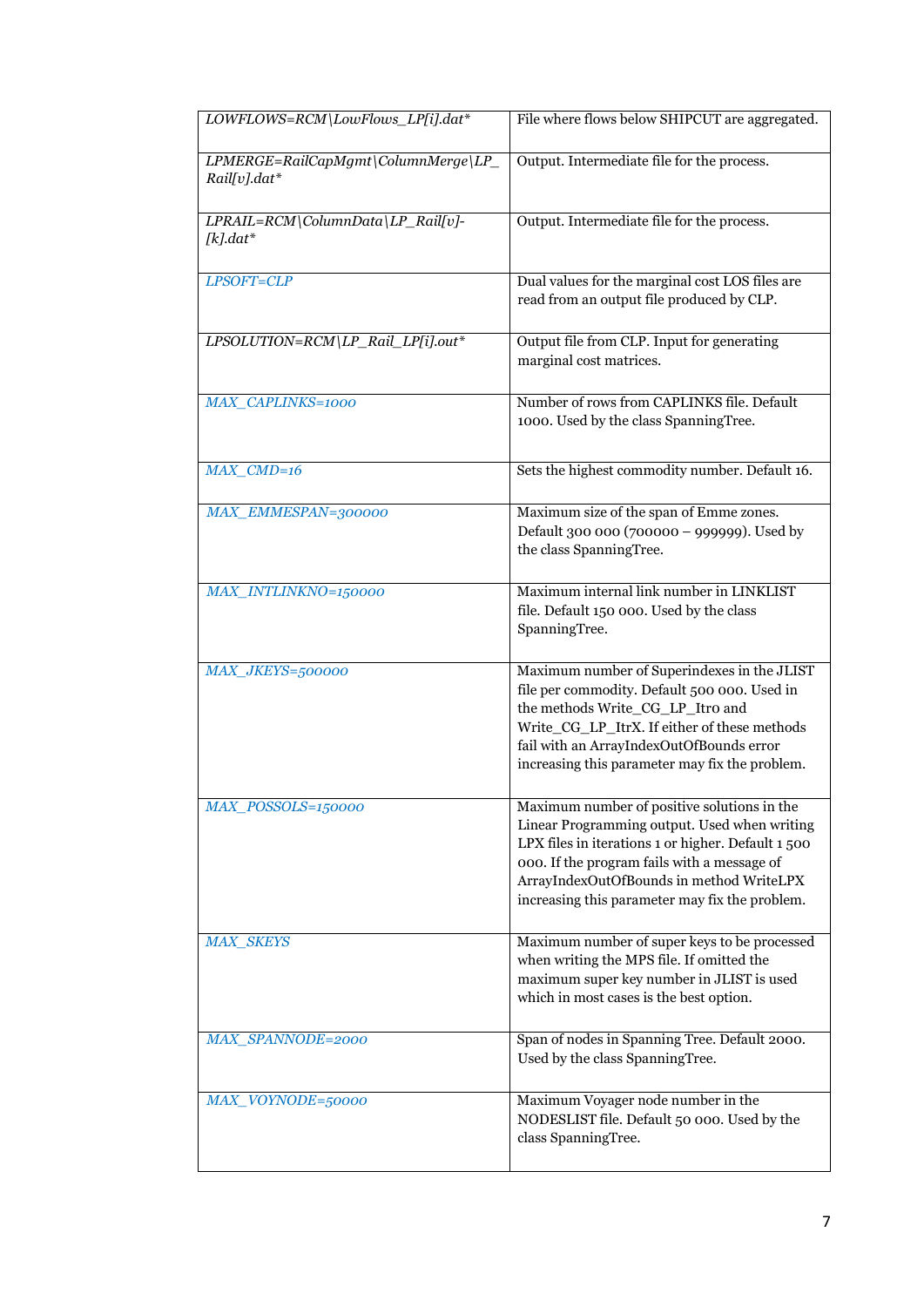| | |
|---|---|
| *LOWFLOWS=RCM\LowFlows_LP[i].dat** | File where flows below SHIPCUT are aggregated. |
| *LPMERGE=RailCapMgmt\ColumnMerge\LP_Rail[v].dat** | Output. Intermediate file for the process. |
| *LPRAIL=RCM\ColumnData\LP_Rail[v]-[k].dat** | Output. Intermediate file for the process. |
| *LPSOFT=CLP* | Dual values for the marginal cost LOS files are read from an output file produced by CLP. |
| *LPSOLUTION=RCM\LP_Rail_LP[i].out** | Output file from CLP. Input for generating marginal cost matrices. |
| *MAX_CAPLINKS=1000* | Number of rows from CAPLINKS file. Default 1000. Used by the class SpanningTree. |
| *MAX_CMD=16* | Sets the highest commodity number. Default 16. |
| *MAX_EMMESPAN=300000* | Maximum size of the span of Emme zones. Default 300 000 (700000 – 999999). Used by the class SpanningTree. |
| *MAX_INTLINKNO=150000* | Maximum internal link number in LINKLIST file. Default 150 000. Used by the class SpanningTree. |
| *MAX_JKEYS=500000* | Maximum number of Superindexes in the JLIST file per commodity. Default 500 000. Used in the methods Write_CG_LP_Itr0 and Write_CG_LP_ItrX. If either of these methods fail with an ArrayIndexOutOfBounds error increasing this parameter may fix the problem. |
| *MAX_POSSOLS=150000* | Maximum number of positive solutions in the Linear Programming output. Used when writing LPX files in iterations 1 or higher. Default 1 500 000. If the program fails with a message of ArrayIndexOutOfBounds in method WriteLPX increasing this parameter may fix the problem. |
| *MAX_SKEYS* | Maximum number of super keys to be processed when writing the MPS file. If omitted the maximum super key number in JLIST is used which in most cases is the best option. |
| *MAX_SPANNODE=2000* | Span of nodes in Spanning Tree. Default 2000. Used by the class SpanningTree. |
| *MAX_VOYNODE=50000* | Maximum Voyager node number in the NODESLIST file. Default 50 000. Used by the class SpanningTree. |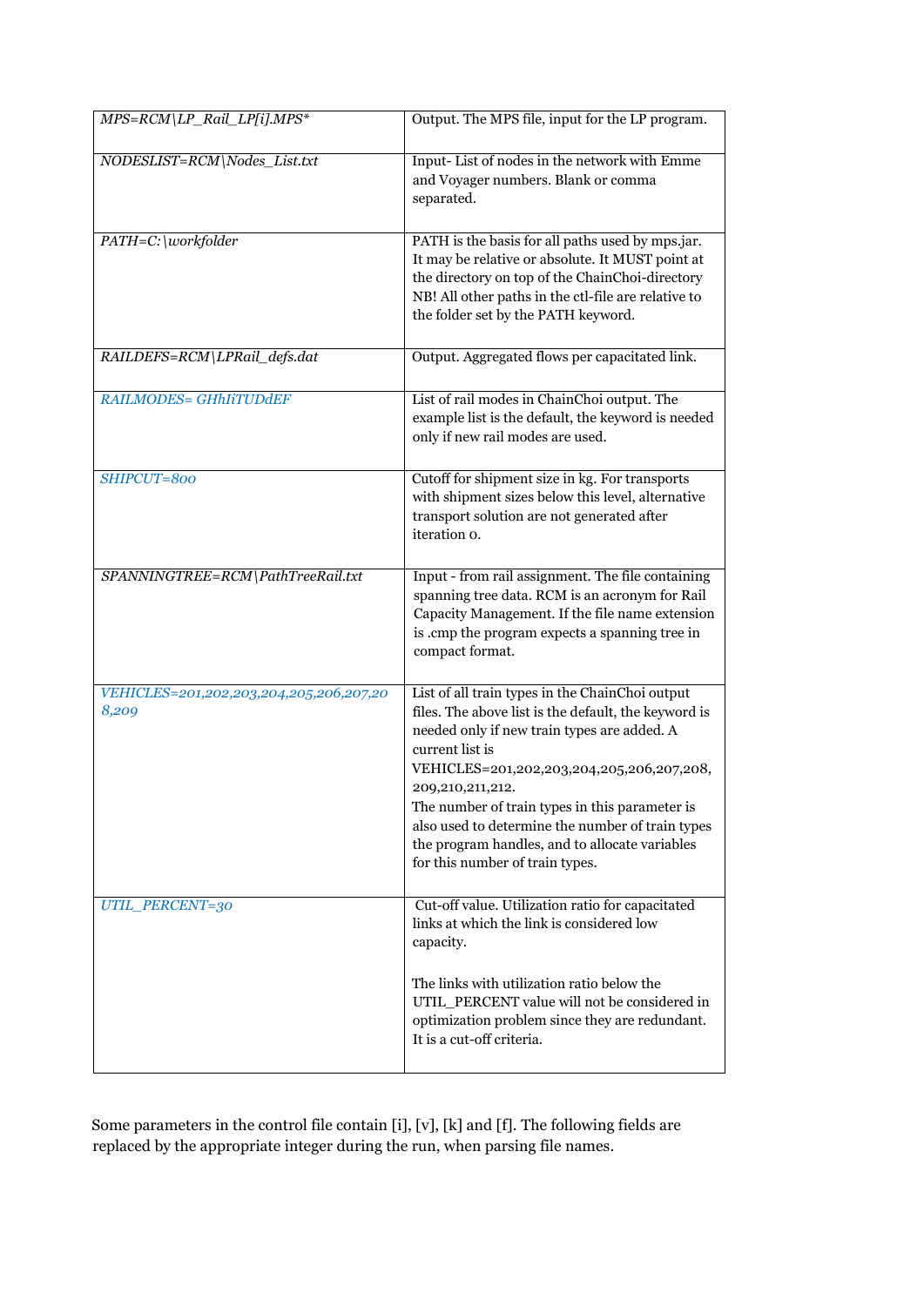| | |
|---|---|
| *MPS=RCM\LP_Rail_LP[i].MPS** | Output. The MPS file, input for the LP program. |
| *NODESLIST=RCM\Nodes_List.txt* | Input- List of nodes in the network with Emme and Voyager numbers. Blank or comma separated. |
| *PATH=C:\workfolder* | PATH is the basis for all paths used by mps.jar. It may be relative or absolute. It MUST point at the directory on top of the ChainChoi-directory NB! All other paths in the ctl-file are relative to the folder set by the PATH keyword. |
| *RAILDEFS=RCM\LPRail_defs.dat* | Output. Aggregated flows per capacitated link. |
| *RAILMODES= GHhIiTUDdEF* | List of rail modes in ChainChoi output. The example list is the default, the keyword is needed only if new rail modes are used. |
| *SHIPCUT=800* | Cutoff for shipment size in kg. For transports with shipment sizes below this level, alternative transport solution are not generated after iteration 0. |
| *SPANNINGTREE=RCM\PathTreeRail.txt* | Input - from rail assignment. The file containing spanning tree data. RCM is an acronym for Rail Capacity Management. If the file name extension is .cmp the program expects a spanning tree in compact format. |
| *VEHICLES=201,202,203,204,205,206,207,208,209* | List of all train types in the ChainChoi output files. The above list is the default, the keyword is needed only if new train types are added. A current list is VEHICLES=201,202,203,204,205,206,207,208,209,210,211,212. The number of train types in this parameter is also used to determine the number of train types the program handles, and to allocate variables for this number of train types. |
| *UTIL_PERCENT=30* | Cut-off value. Utilization ratio for capacitated links at which the link is considered low capacity. The links with utilization ratio below the UTIL_PERCENT value will not be considered in optimization problem since they are redundant. It is a cut-off criteria. |

Some parameters in the control file contain [i], [v], [k] and [f]. The following fields are replaced by the appropriate integer during the run, when parsing file names.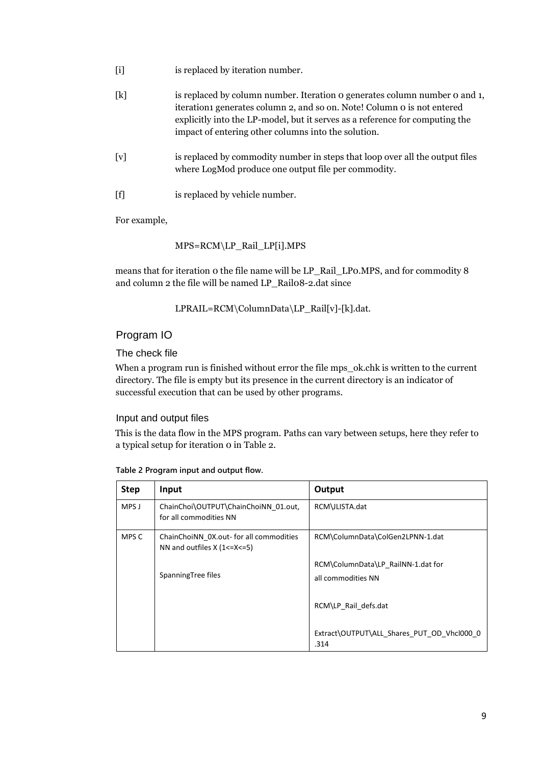[i] is replaced by iteration number.

[k] is replaced by column number. Iteration 0 generates column number 0 and 1, iteration1 generates column 2, and so on. Note! Column 0 is not entered explicitly into the LP-model, but it serves as a reference for computing the impact of entering other columns into the solution.

[v] is replaced by commodity number in steps that loop over all the output files where LogMod produce one output file per commodity.

[f] is replaced by vehicle number.

For example,

MPS=RCM\LP_Rail_LP[i].MPS

means that for iteration 0 the file name will be LP_Rail_LP0.MPS, and for commodity 8 and column 2 the file will be named LP_Rail08-2.dat since

LPRAIL=RCM\ColumnData\LP_Rail[v]-[k].dat.

## Program IO

### The check file

When a program run is finished without error the file mps_ok.chk is written to the current directory. The file is empty but its presence in the current directory is an indicator of successful execution that can be used by other programs.

### Input and output files

This is the data flow in the MPS program. Paths can vary between setups, here they refer to a typical setup for iteration 0 in Table 2.

**Table 2 Program input and output flow.**

| Step | Input | Output |
|---|---|---|
| MPS J | ChainChoi\OUTPUT\ChainChoiNN_01.out, for all commodities NN | RCM\JLISTA.dat |
| MPS C | ChainChoiNN_0X.out- for all commodities NN and outfiles X (1<=X<=5)<br><br>SpanningTree files | RCM\ColumnData\ColGen2LPNN-1.dat<br><br>RCM\ColumnData\LP_RailNN-1.dat for all commodities NN<br><br>RCM\LP_Rail_defs.dat<br><br>Extract\OUTPUT\ALL_Shares_PUT_OD_Vhcl000_0.314 |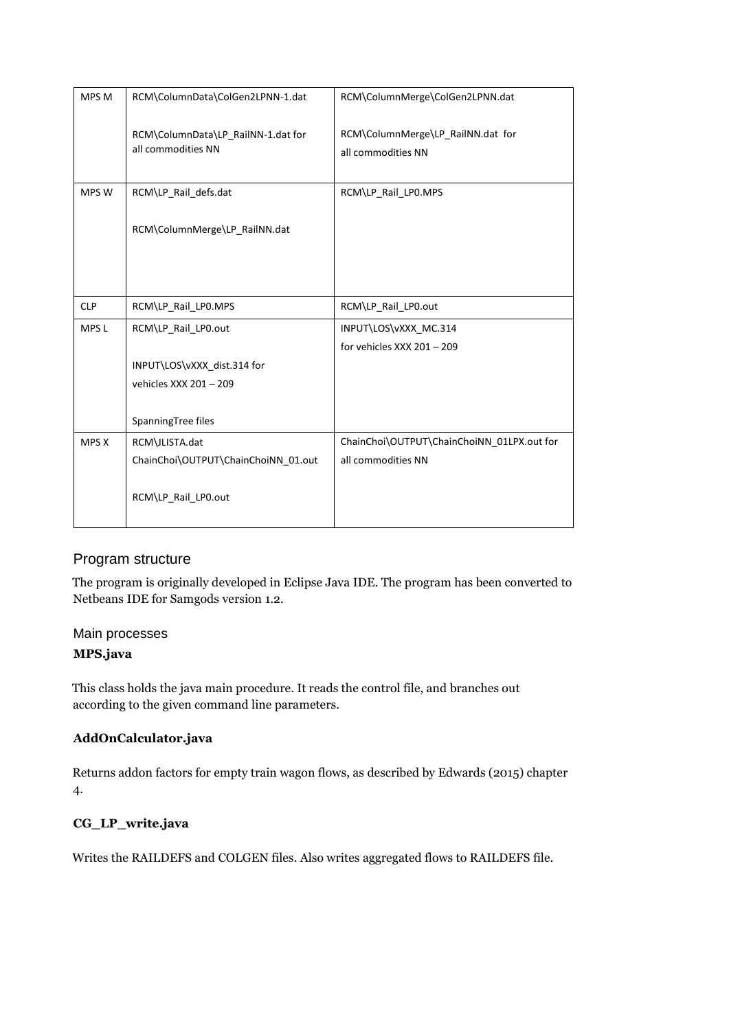| | | |
|---|---|---|
| MPS M | RCM\ColumnData\ColGen2LPNN-1.dat<br><br>RCM\ColumnData\LP_RailNN-1.dat for all commodities NN | RCM\ColumnMerge\ColGen2LPNN.dat<br><br>RCM\ColumnMerge\LP_RailNN.dat for all commodities NN |
| MPS W | RCM\LP_Rail_defs.dat<br><br>RCM\ColumnMerge\LP_RailNN.dat | RCM\LP_Rail_LP0.MPS |
| CLP | RCM\LP_Rail_LP0.MPS | RCM\LP_Rail_LP0.out |
| MPS L | RCM\LP_Rail_LP0.out<br><br>INPUT\LOS\vXXX_dist.314 for vehicles XXX 201 – 209<br><br>SpanningTree files | INPUT\LOS\vXXX_MC.314 for vehicles XXX 201 – 209 |
| MPS X | RCM\JLISTA.dat<br>ChainChoi\OUTPUT\ChainChoiNN_01.out<br><br>RCM\LP_Rail_LP0.out | ChainChoi\OUTPUT\ChainChoiNN_01LPX.out for all commodities NN |

## Program structure

The program is originally developed in Eclipse Java IDE. The program has been converted to Netbeans IDE for Samgods version 1.2.

### Main processes

**MPS.java**

This class holds the java main procedure. It reads the control file, and branches out according to the given command line parameters.

**AddOnCalculator.java**

Returns addon factors for empty train wagon flows, as described by Edwards (2015) chapter 4.

**CG_LP_write.java**

Writes the RAILDEFS and COLGEN files. Also writes aggregated flows to RAILDEFS file.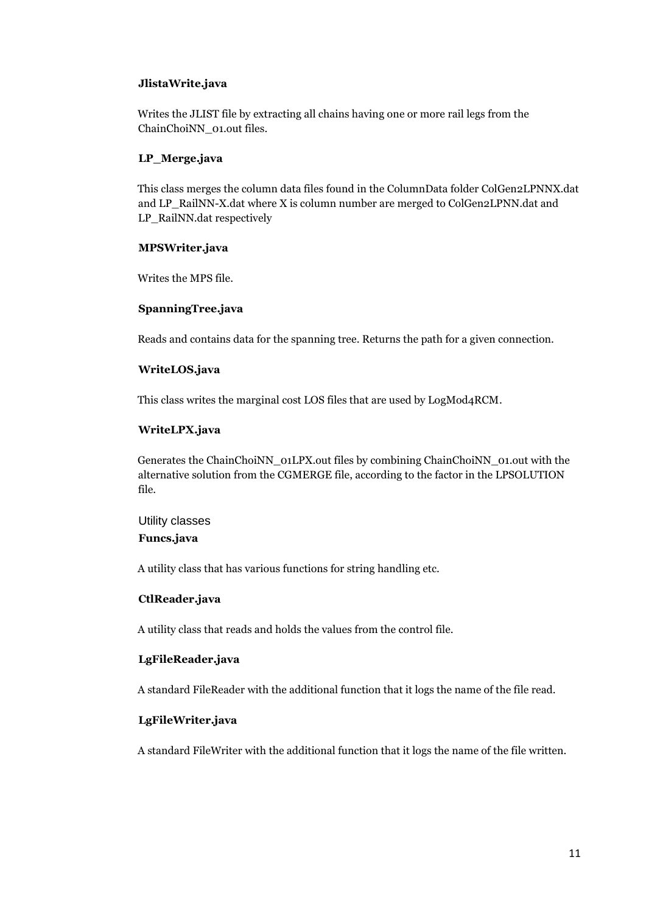**JlistaWrite.java**

Writes the JLIST file by extracting all chains having one or more rail legs from the ChainChoiNN_01.out files.

**LP_Merge.java**

This class merges the column data files found in the ColumnData folder ColGen2LPNNX.dat and LP_RailNN-X.dat where X is column number are merged to ColGen2LPNN.dat and LP_RailNN.dat respectively

**MPSWriter.java**

Writes the MPS file.

**SpanningTree.java**

Reads and contains data for the spanning tree. Returns the path for a given connection.

**WriteLOS.java**

This class writes the marginal cost LOS files that are used by LogMod4RCM.

**WriteLPX.java**

Generates the ChainChoiNN_01LPX.out files by combining ChainChoiNN_01.out with the alternative solution from the CGMERGE file, according to the factor in the LPSOLUTION file.

### Utility classes

**Funcs.java**

A utility class that has various functions for string handling etc.

**CtlReader.java**

A utility class that reads and holds the values from the control file.

**LgFileReader.java**

A standard FileReader with the additional function that it logs the name of the file read.

**LgFileWriter.java**

A standard FileWriter with the additional function that it logs the name of the file written.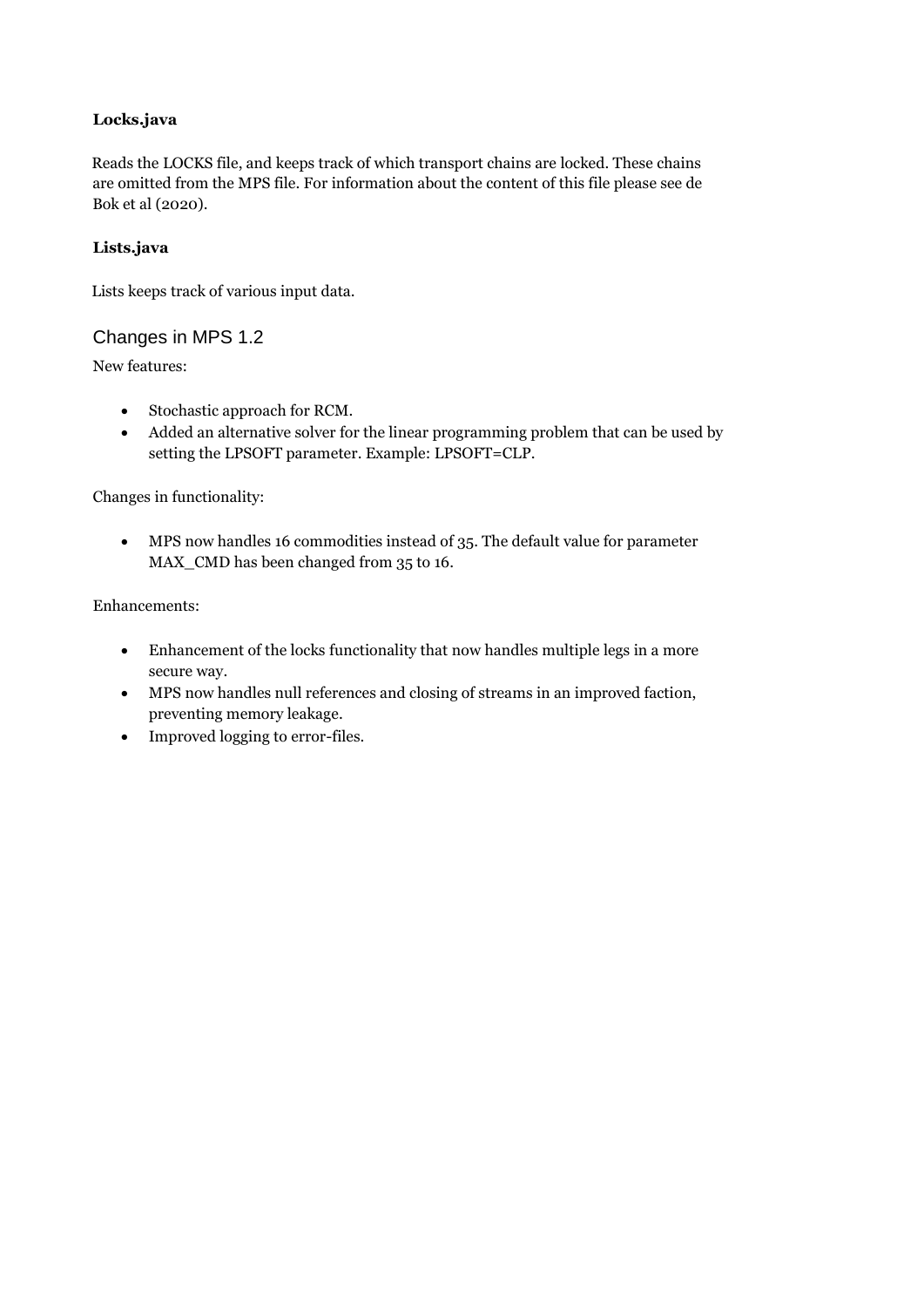**Locks.java**

Reads the LOCKS file, and keeps track of which transport chains are locked. These chains are omitted from the MPS file. For information about the content of this file please see de Bok et al (2020).

**Lists.java**

Lists keeps track of various input data.

## Changes in MPS 1.2

New features:

- Stochastic approach for RCM.
- Added an alternative solver for the linear programming problem that can be used by setting the LPSOFT parameter. Example: LPSOFT=CLP.

Changes in functionality:

- MPS now handles 16 commodities instead of 35. The default value for parameter MAX_CMD has been changed from 35 to 16.

Enhancements:

- Enhancement of the locks functionality that now handles multiple legs in a more secure way.
- MPS now handles null references and closing of streams in an improved faction, preventing memory leakage.
- Improved logging to error-files.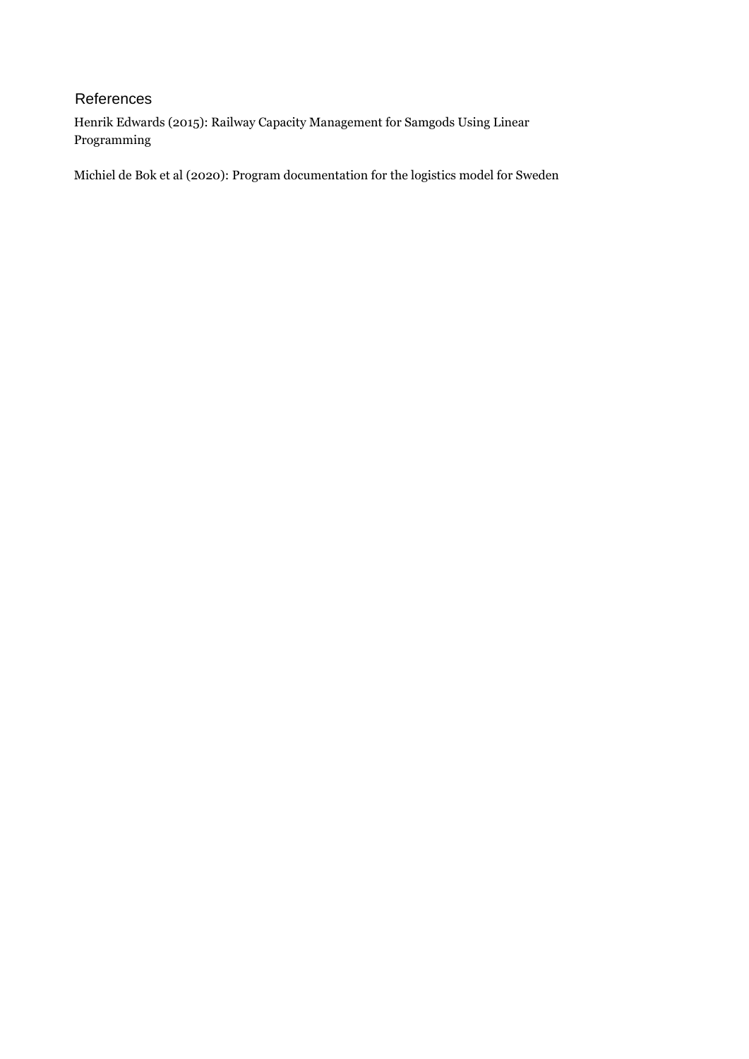# References

Henrik Edwards (2015): Railway Capacity Management for Samgods Using Linear Programming

Michiel de Bok et al (2020): Program documentation for the logistics model for Sweden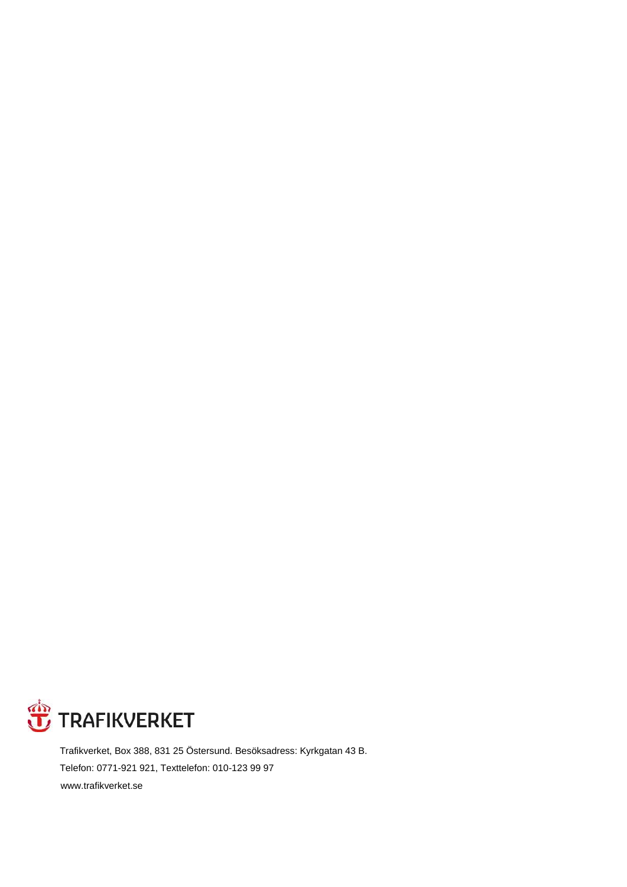TRAFIKVERKET

Trafikverket, Box 388, 831 25 Östersund. Besöksadress: Kyrkgatan 43 B.

Telefon: 0771-921 921, Texttelefon: 010-123 99 97

www.trafikverket.se